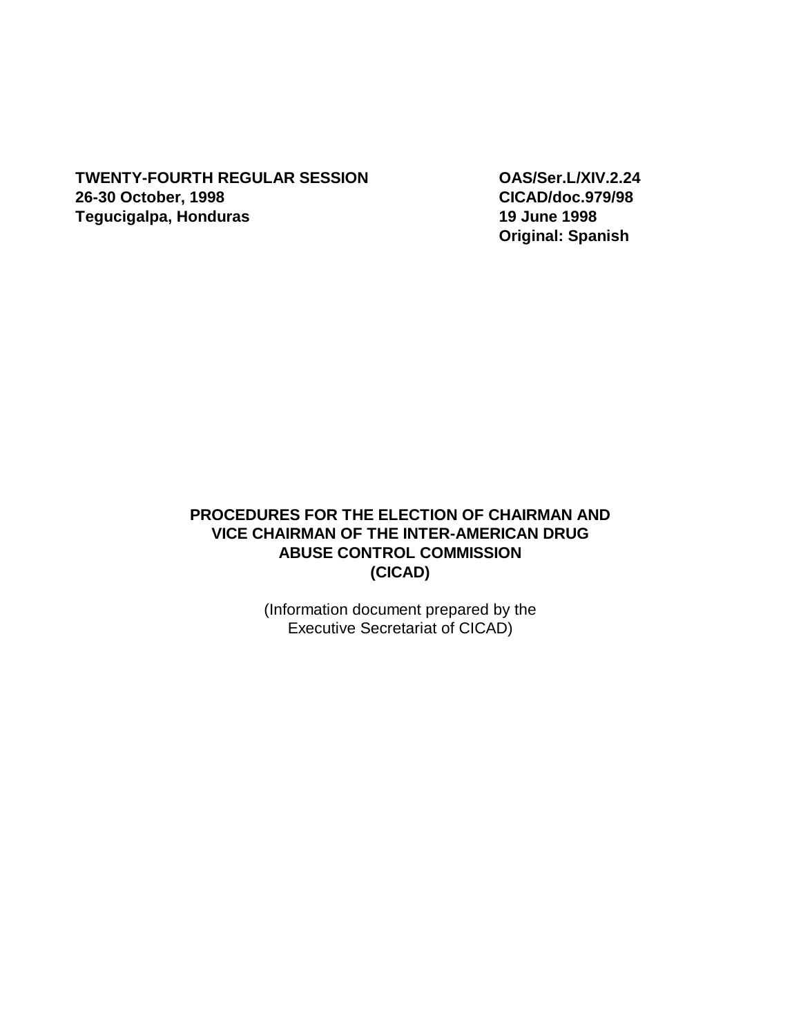**TWENTY-FOURTH REGULAR SESSION**
**26-30 October, 1998**
**Tegucigalpa, Honduras**

**OAS/Ser.L/XIV.2.24**
**CICAD/doc.979/98**
**19 June 1998**
**Original: Spanish**

# PROCEDURES FOR THE ELECTION OF CHAIRMAN AND VICE CHAIRMAN OF THE INTER-AMERICAN DRUG ABUSE CONTROL COMMISSION (CICAD)

(Information document prepared by the Executive Secretariat of CICAD)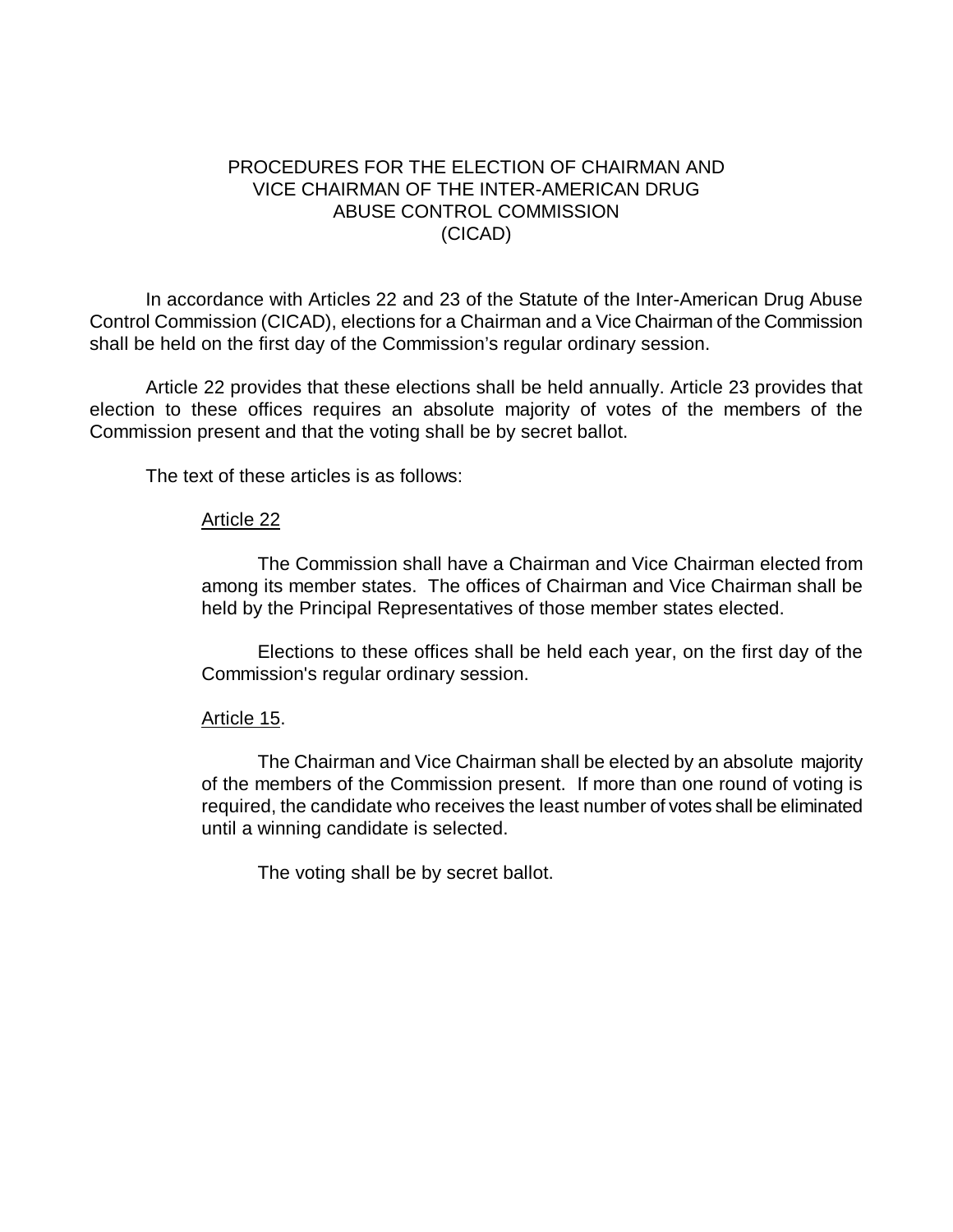PROCEDURES FOR THE ELECTION OF CHAIRMAN AND VICE CHAIRMAN OF THE INTER-AMERICAN DRUG ABUSE CONTROL COMMISSION (CICAD)

In accordance with Articles 22 and 23 of the Statute of the Inter-American Drug Abuse Control Commission (CICAD), elections for a Chairman and a Vice Chairman of the Commission shall be held on the first day of the Commission's regular ordinary session.

Article 22 provides that these elections shall be held annually. Article 23 provides that election to these offices requires an absolute majority of votes of the members of the Commission present and that the voting shall be by secret ballot.

The text of these articles is as follows:

Article 22

The Commission shall have a Chairman and Vice Chairman elected from among its member states. The offices of Chairman and Vice Chairman shall be held by the Principal Representatives of those member states elected.

Elections to these offices shall be held each year, on the first day of the Commission's regular ordinary session.

Article 15.

The Chairman and Vice Chairman shall be elected by an absolute majority of the members of the Commission present. If more than one round of voting is required, the candidate who receives the least number of votes shall be eliminated until a winning candidate is selected.

The voting shall be by secret ballot.